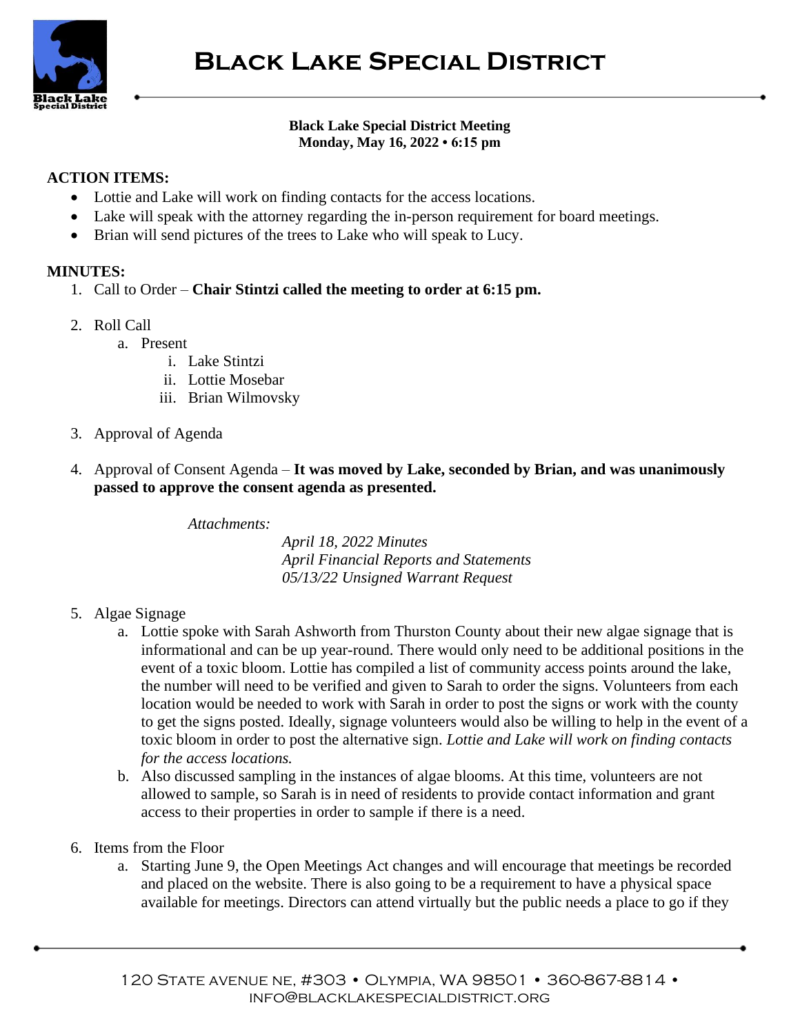# Black Lake Special District

**Black Lake Special District Meeting**
**Monday, May 16, 2022 • 6:15 pm**

**ACTION ITEMS:**

- Lottie and Lake will work on finding contacts for the access locations.
- Lake will speak with the attorney regarding the in-person requirement for board meetings.
- Brian will send pictures of the trees to Lake who will speak to Lucy.

**MINUTES:**

1. Call to Order – **Chair Stintzi called the meeting to order at 6:15 pm.**

2. Roll Call
   a. Present
      i. Lake Stintzi
      ii. Lottie Mosebar
      iii. Brian Wilmovsky

3. Approval of Agenda

4. Approval of Consent Agenda – **It was moved by Lake, seconded by Brian, and was unanimously passed to approve the consent agenda as presented.**

   *Attachments:*
   *April 18, 2022 Minutes*
   *April Financial Reports and Statements*
   *05/13/22 Unsigned Warrant Request*

5. Algae Signage
   a. Lottie spoke with Sarah Ashworth from Thurston County about their new algae signage that is informational and can be up year-round. There would only need to be additional positions in the event of a toxic bloom. Lottie has compiled a list of community access points around the lake, the number will need to be verified and given to Sarah to order the signs. Volunteers from each location would be needed to work with Sarah in order to post the signs or work with the county to get the signs posted. Ideally, signage volunteers would also be willing to help in the event of a toxic bloom in order to post the alternative sign. *Lottie and Lake will work on finding contacts for the access locations.*
   b. Also discussed sampling in the instances of algae blooms. At this time, volunteers are not allowed to sample, so Sarah is in need of residents to provide contact information and grant access to their properties in order to sample if there is a need.

6. Items from the Floor
   a. Starting June 9, the Open Meetings Act changes and will encourage that meetings be recorded and placed on the website. There is also going to be a requirement to have a physical space available for meetings. Directors can attend virtually but the public needs a place to go if they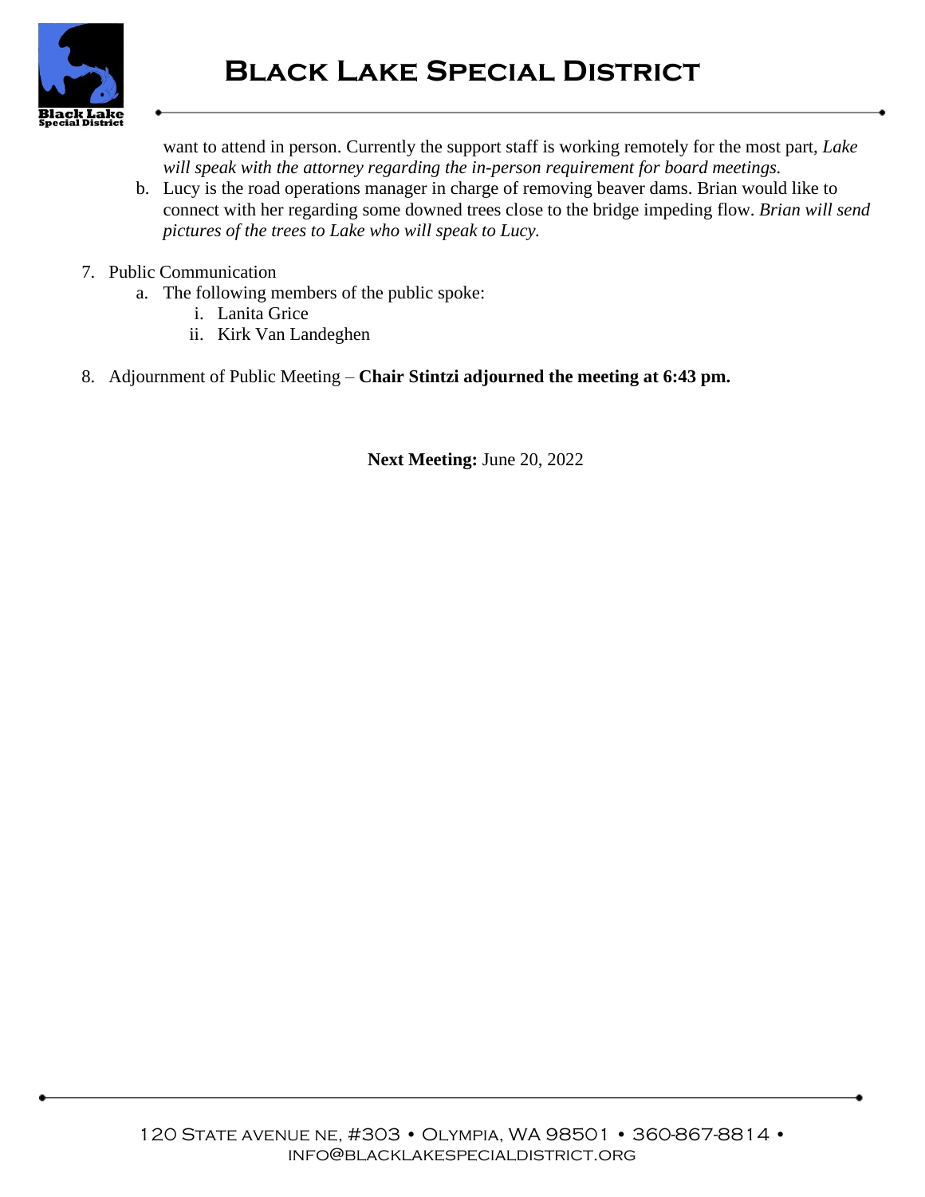want to attend in person. Currently the support staff is working remotely for the most part, *Lake will speak with the attorney regarding the in-person requirement for board meetings.*

b. Lucy is the road operations manager in charge of removing beaver dams. Brian would like to connect with her regarding some downed trees close to the bridge impeding flow. *Brian will send pictures of the trees to Lake who will speak to Lucy.*

7. Public Communication
   a. The following members of the public spoke:
      i. Lanita Grice
      ii. Kirk Van Landeghen

8. Adjournment of Public Meeting – **Chair Stintzi adjourned the meeting at 6:43 pm.**

**Next Meeting:** June 20, 2022